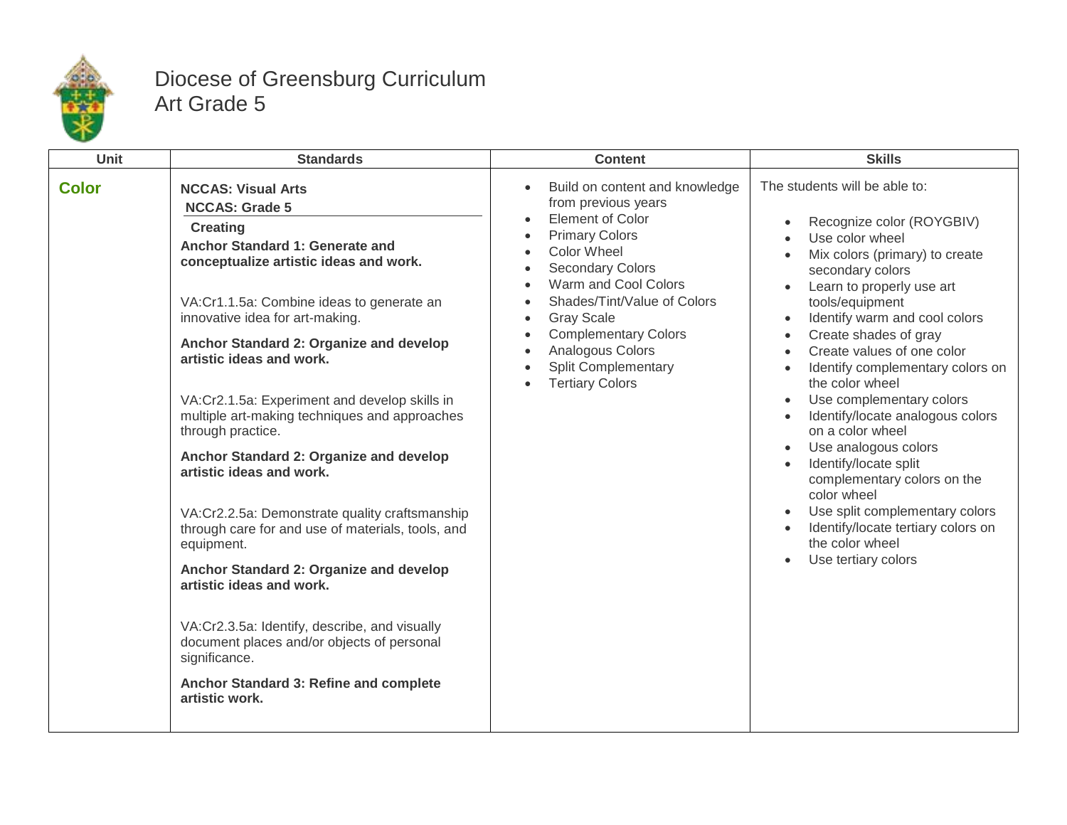# Diocese of Greensburg Curriculum
## Art Grade 5

| Unit | Standards | Content | Skills |
|---|---|---|---|
| **Color** | **NCCAS: Visual Arts**<br>**NCCAS: Grade 5**<br>**Creating**<br>**Anchor Standard 1: Generate and conceptualize artistic ideas and work.**<br><br>VA:Cr1.1.5a: Combine ideas to generate an innovative idea for art-making.<br><br>**Anchor Standard 2: Organize and develop artistic ideas and work.**<br><br>VA:Cr2.1.5a: Experiment and develop skills in multiple art-making techniques and approaches through practice.<br><br>**Anchor Standard 2: Organize and develop artistic ideas and work.**<br><br>VA:Cr2.2.5a: Demonstrate quality craftsmanship through care for and use of materials, tools, and equipment.<br><br>**Anchor Standard 2: Organize and develop artistic ideas and work.**<br><br>VA:Cr2.3.5a: Identify, describe, and visually document places and/or objects of personal significance.<br><br>**Anchor Standard 3: Refine and complete artistic work.** | • Build on content and knowledge from previous years<br>• Element of Color<br>• Primary Colors<br>• Color Wheel<br>• Secondary Colors<br>• Warm and Cool Colors<br>• Shades/Tint/Value of Colors<br>• Gray Scale<br>• Complementary Colors<br>• Analogous Colors<br>• Split Complementary<br>• Tertiary Colors | The students will be able to:<br><br>• Recognize color (ROYGBIV)<br>• Use color wheel<br>• Mix colors (primary) to create secondary colors<br>• Learn to properly use art tools/equipment<br>• Identify warm and cool colors<br>• Create shades of gray<br>• Create values of one color<br>• Identify complementary colors on the color wheel<br>• Use complementary colors<br>• Identify/locate analogous colors on a color wheel<br>• Use analogous colors<br>• Identify/locate split complementary colors on the color wheel<br>• Use split complementary colors<br>• Identify/locate tertiary colors on the color wheel<br>• Use tertiary colors |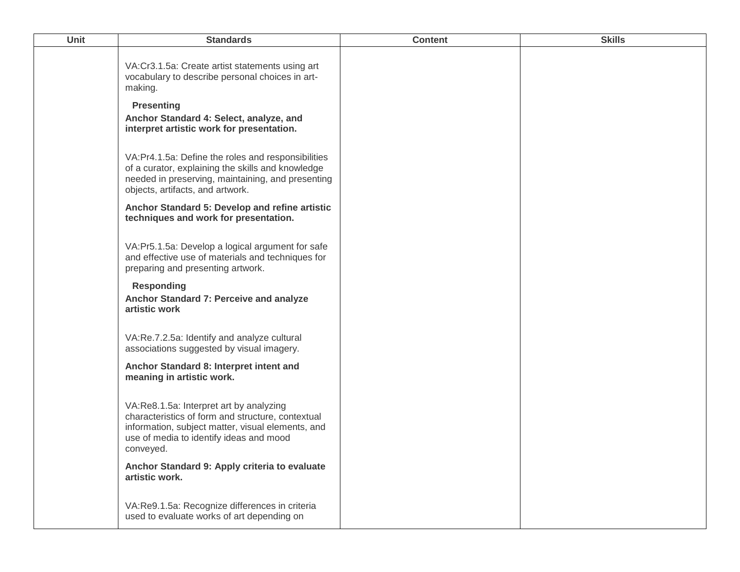| Unit | Standards | Content | Skills |
| --- | --- | --- | --- |
| | VA:Cr3.1.5a: Create artist statements using art vocabulary to describe personal choices in art-making.<br><br>**Presenting**<br>**Anchor Standard 4: Select, analyze, and interpret artistic work for presentation.**<br><br>VA:Pr4.1.5a: Define the roles and responsibilities of a curator, explaining the skills and knowledge needed in preserving, maintaining, and presenting objects, artifacts, and artwork.<br><br>**Anchor Standard 5: Develop and refine artistic techniques and work for presentation.**<br><br>VA:Pr5.1.5a: Develop a logical argument for safe and effective use of materials and techniques for preparing and presenting artwork.<br><br>**Responding**<br>**Anchor Standard 7: Perceive and analyze artistic work**<br><br>VA:Re.7.2.5a: Identify and analyze cultural associations suggested by visual imagery.<br><br>**Anchor Standard 8: Interpret intent and meaning in artistic work.**<br><br>VA:Re8.1.5a: Interpret art by analyzing characteristics of form and structure, contextual information, subject matter, visual elements, and use of media to identify ideas and mood conveyed.<br><br>**Anchor Standard 9: Apply criteria to evaluate artistic work.**<br><br>VA:Re9.1.5a: Recognize differences in criteria used to evaluate works of art depending on | | |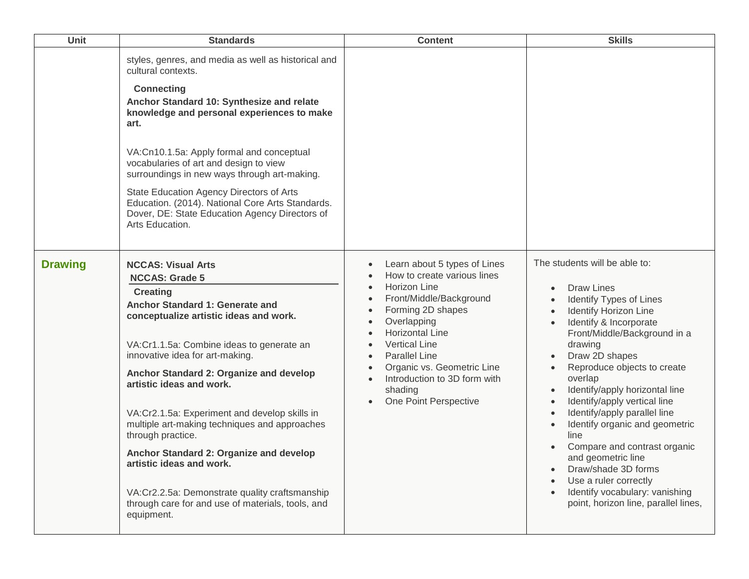| Unit | Standards | Content | Skills |
|---|---|---|---|
| | styles, genres, and media as well as historical and cultural contexts.<br><br>**Connecting**<br>**Anchor Standard 10: Synthesize and relate knowledge and personal experiences to make art.**<br><br>VA:Cn10.1.5a: Apply formal and conceptual vocabularies of art and design to view surroundings in new ways through art-making.<br><br>State Education Agency Directors of Arts Education. (2014). National Core Arts Standards. Dover, DE: State Education Agency Directors of Arts Education. | | |
| **Drawing** | **NCCAS: Visual Arts**<br>**NCCAS: Grade 5**<br>**Creating**<br>**Anchor Standard 1: Generate and conceptualize artistic ideas and work.**<br><br>VA:Cr1.1.5a: Combine ideas to generate an innovative idea for art-making.<br><br>**Anchor Standard 2: Organize and develop artistic ideas and work.**<br><br>VA:Cr2.1.5a: Experiment and develop skills in multiple art-making techniques and approaches through practice.<br><br>**Anchor Standard 2: Organize and develop artistic ideas and work.**<br><br>VA:Cr2.2.5a: Demonstrate quality craftsmanship through care for and use of materials, tools, and equipment. | • Learn about 5 types of Lines<br>• How to create various lines<br>• Horizon Line<br>• Front/Middle/Background<br>• Forming 2D shapes<br>• Overlapping<br>• Horizontal Line<br>• Vertical Line<br>• Parallel Line<br>• Organic vs. Geometric Line<br>• Introduction to 3D form with shading<br>• One Point Perspective | The students will be able to:<br><br>• Draw Lines<br>• Identify Types of Lines<br>• Identify Horizon Line<br>• Identify & Incorporate Front/Middle/Background in a drawing<br>• Draw 2D shapes<br>• Reproduce objects to create overlap<br>• Identify/apply horizontal line<br>• Identify/apply vertical line<br>• Identify/apply parallel line<br>• Identify organic and geometric line<br>• Compare and contrast organic and geometric line<br>• Draw/shade 3D forms<br>• Use a ruler correctly<br>• Identify vocabulary: vanishing point, horizon line, parallel lines, |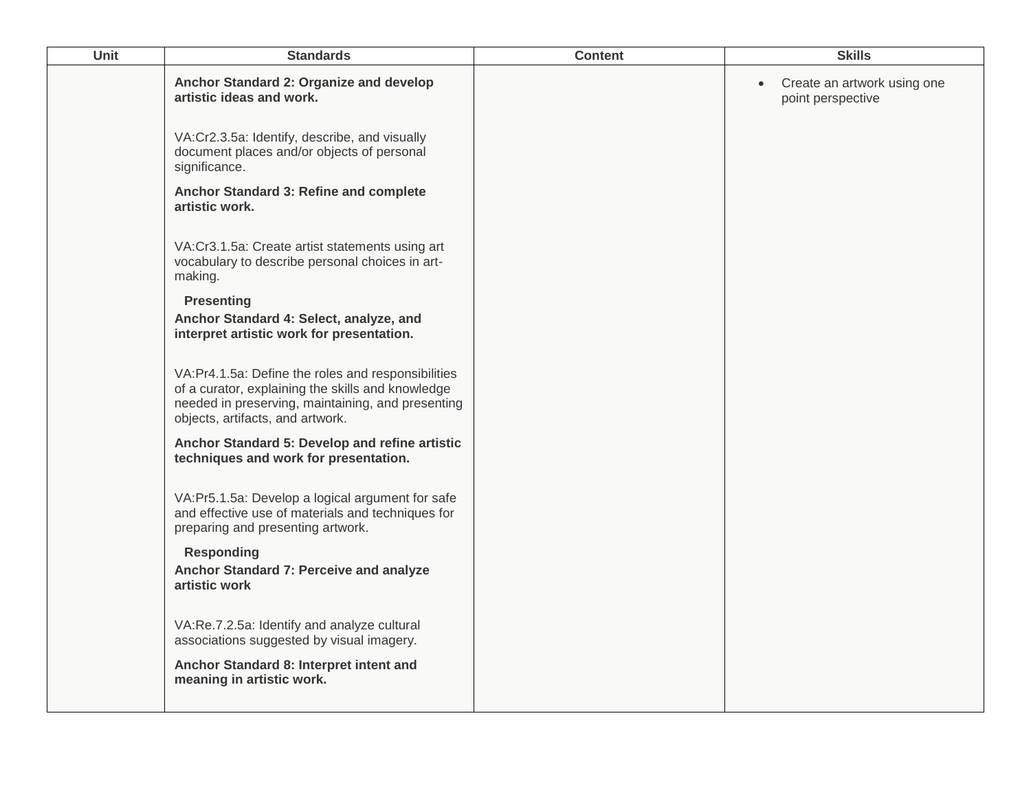| Unit | Standards | Content | Skills |
|---|---|---|---|
| | **Anchor Standard 2: Organize and develop artistic ideas and work.**<br><br>VA:Cr2.3.5a: Identify, describe, and visually document places and/or objects of personal significance.<br><br>**Anchor Standard 3: Refine and complete artistic work.**<br><br>VA:Cr3.1.5a: Create artist statements using art vocabulary to describe personal choices in art-making.<br><br>**Presenting**<br>**Anchor Standard 4: Select, analyze, and interpret artistic work for presentation.**<br><br>VA:Pr4.1.5a: Define the roles and responsibilities of a curator, explaining the skills and knowledge needed in preserving, maintaining, and presenting objects, artifacts, and artwork.<br><br>**Anchor Standard 5: Develop and refine artistic techniques and work for presentation.**<br><br>VA:Pr5.1.5a: Develop a logical argument for safe and effective use of materials and techniques for preparing and presenting artwork.<br><br>**Responding**<br>**Anchor Standard 7: Perceive and analyze artistic work**<br><br>VA:Re.7.2.5a: Identify and analyze cultural associations suggested by visual imagery.<br><br>**Anchor Standard 8: Interpret intent and meaning in artistic work.** | | • Create an artwork using one point perspective |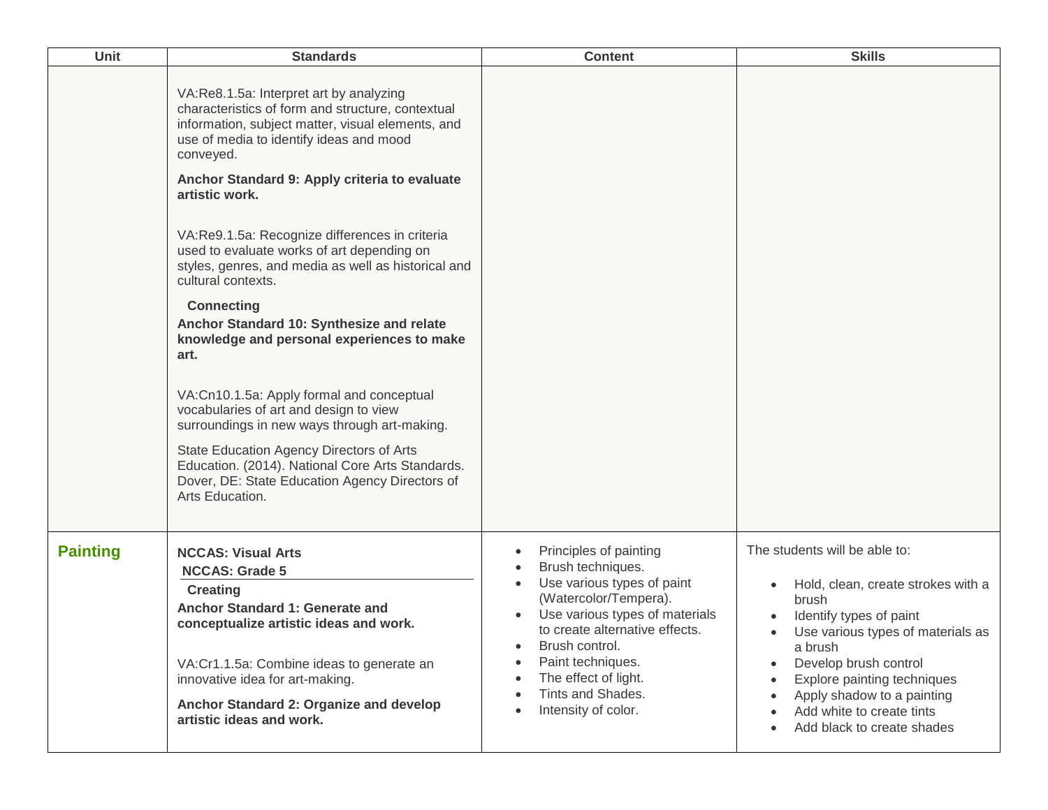| Unit | Standards | Content | Skills |
|---|---|---|---|
| | VA:Re8.1.5a: Interpret art by analyzing characteristics of form and structure, contextual information, subject matter, visual elements, and use of media to identify ideas and mood conveyed.<br><br>**Anchor Standard 9: Apply criteria to evaluate artistic work.**<br><br>VA:Re9.1.5a: Recognize differences in criteria used to evaluate works of art depending on styles, genres, and media as well as historical and cultural contexts.<br><br>**Connecting**<br>**Anchor Standard 10: Synthesize and relate knowledge and personal experiences to make art.**<br><br>VA:Cn10.1.5a: Apply formal and conceptual vocabularies of art and design to view surroundings in new ways through art-making.<br><br>State Education Agency Directors of Arts Education. (2014). National Core Arts Standards. Dover, DE: State Education Agency Directors of Arts Education. | | |
| **Painting** | **NCCAS: Visual Arts**<br>**NCCAS: Grade 5**<br>**Creating**<br>**Anchor Standard 1: Generate and conceptualize artistic ideas and work.**<br><br>VA:Cr1.1.5a: Combine ideas to generate an innovative idea for art-making.<br><br>**Anchor Standard 2: Organize and develop artistic ideas and work.** | • Principles of painting<br>• Brush techniques.<br>• Use various types of paint (Watercolor/Tempera).<br>• Use various types of materials to create alternative effects.<br>• Brush control.<br>• Paint techniques.<br>• The effect of light.<br>• Tints and Shades.<br>• Intensity of color. | The students will be able to:<br><br>• Hold, clean, create strokes with a brush<br>• Identify types of paint<br>• Use various types of materials as a brush<br>• Develop brush control<br>• Explore painting techniques<br>• Apply shadow to a painting<br>• Add white to create tints<br>• Add black to create shades |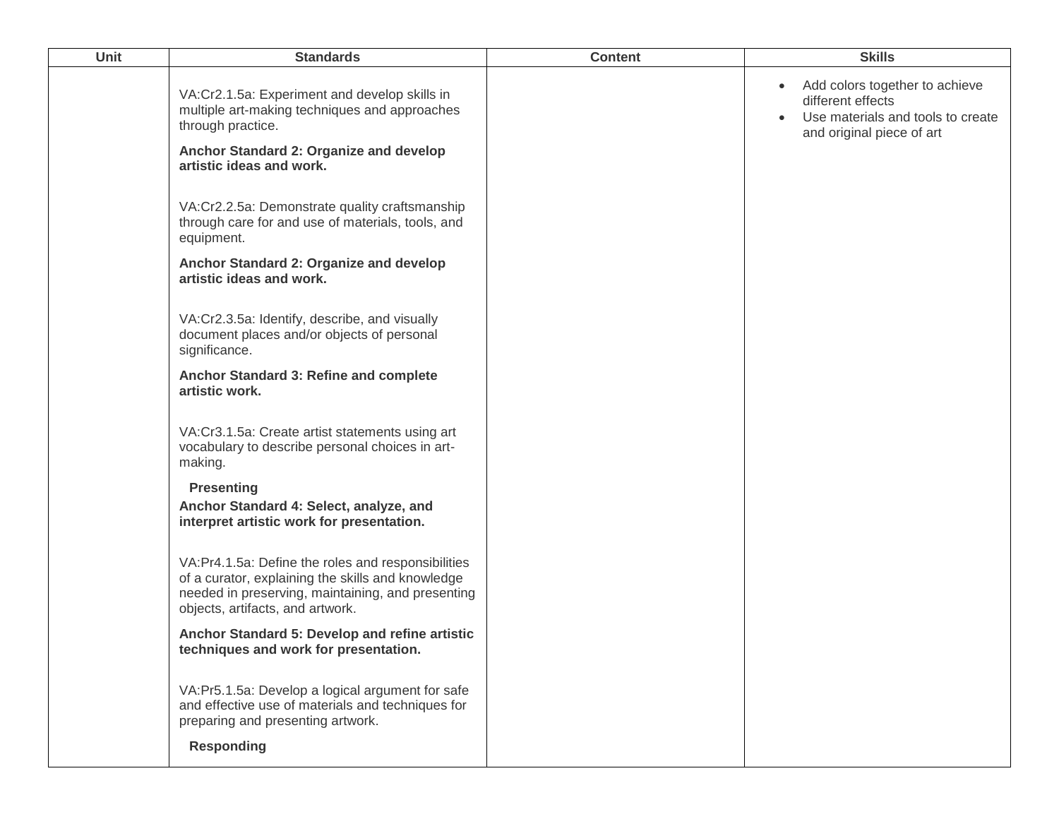| Unit | Standards | Content | Skills |
| --- | --- | --- | --- |
| | VA:Cr2.1.5a: Experiment and develop skills in multiple art-making techniques and approaches through practice.<br><br>**Anchor Standard 2: Organize and develop artistic ideas and work.**<br><br>VA:Cr2.2.5a: Demonstrate quality craftsmanship through care for and use of materials, tools, and equipment.<br><br>**Anchor Standard 2: Organize and develop artistic ideas and work.**<br><br>VA:Cr2.3.5a: Identify, describe, and visually document places and/or objects of personal significance.<br><br>**Anchor Standard 3: Refine and complete artistic work.**<br><br>VA:Cr3.1.5a: Create artist statements using art vocabulary to describe personal choices in art-making.<br><br>**Presenting**<br>**Anchor Standard 4: Select, analyze, and interpret artistic work for presentation.**<br><br>VA:Pr4.1.5a: Define the roles and responsibilities of a curator, explaining the skills and knowledge needed in preserving, maintaining, and presenting objects, artifacts, and artwork.<br><br>**Anchor Standard 5: Develop and refine artistic techniques and work for presentation.**<br><br>VA:Pr5.1.5a: Develop a logical argument for safe and effective use of materials and techniques for preparing and presenting artwork.<br><br>**Responding** | | • Add colors together to achieve different effects<br>• Use materials and tools to create and original piece of art |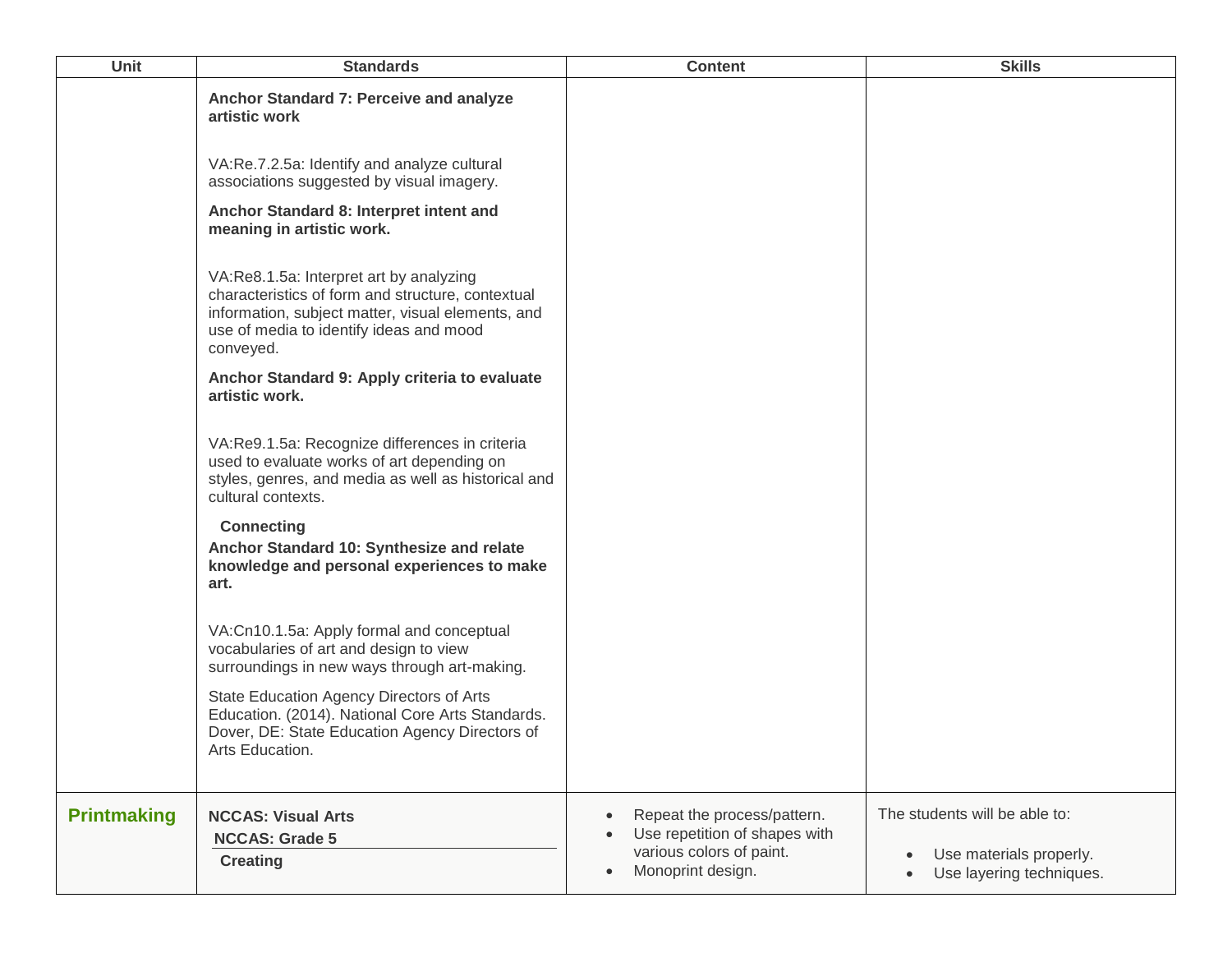| Unit | Standards | Content | Skills |
| --- | --- | --- | --- |
| | **Anchor Standard 7: Perceive and analyze artistic work**<br><br>VA:Re.7.2.5a: Identify and analyze cultural associations suggested by visual imagery.<br><br>**Anchor Standard 8: Interpret intent and meaning in artistic work.**<br><br>VA:Re8.1.5a: Interpret art by analyzing characteristics of form and structure, contextual information, subject matter, visual elements, and use of media to identify ideas and mood conveyed.<br><br>**Anchor Standard 9: Apply criteria to evaluate artistic work.**<br><br>VA:Re9.1.5a: Recognize differences in criteria used to evaluate works of art depending on styles, genres, and media as well as historical and cultural contexts.<br><br>**Connecting**<br>**Anchor Standard 10: Synthesize and relate knowledge and personal experiences to make art.**<br><br>VA:Cn10.1.5a: Apply formal and conceptual vocabularies of art and design to view surroundings in new ways through art-making.<br><br>State Education Agency Directors of Arts Education. (2014). National Core Arts Standards. Dover, DE: State Education Agency Directors of Arts Education. | | |
| **Printmaking** | **NCCAS: Visual Arts**<br>**NCCAS: Grade 5**<br>**Creating** | • Repeat the process/pattern.<br>• Use repetition of shapes with various colors of paint.<br>• Monoprint design. | The students will be able to:<br><br>• Use materials properly.<br>• Use layering techniques. |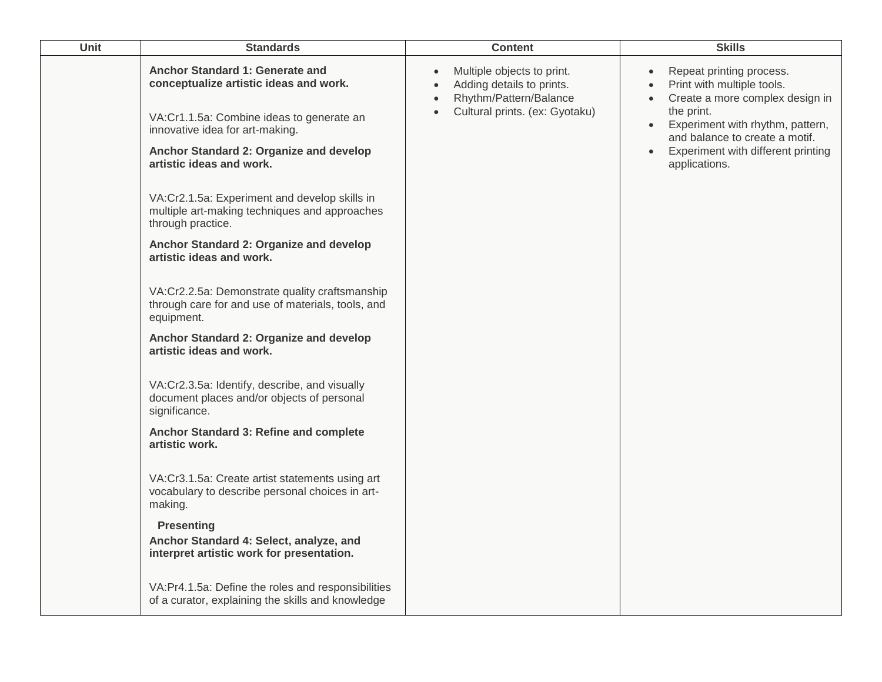| Unit | Standards | Content | Skills |
|---|---|---|---|
| | **Anchor Standard 1: Generate and conceptualize artistic ideas and work.**<br><br>VA:Cr1.1.5a: Combine ideas to generate an innovative idea for art-making.<br><br>**Anchor Standard 2: Organize and develop artistic ideas and work.**<br><br>VA:Cr2.1.5a: Experiment and develop skills in multiple art-making techniques and approaches through practice.<br><br>**Anchor Standard 2: Organize and develop artistic ideas and work.**<br><br>VA:Cr2.2.5a: Demonstrate quality craftsmanship through care for and use of materials, tools, and equipment.<br><br>**Anchor Standard 2: Organize and develop artistic ideas and work.**<br><br>VA:Cr2.3.5a: Identify, describe, and visually document places and/or objects of personal significance.<br><br>**Anchor Standard 3: Refine and complete artistic work.**<br><br>VA:Cr3.1.5a: Create artist statements using art vocabulary to describe personal choices in art-making.<br><br>**Presenting**<br>**Anchor Standard 4: Select, analyze, and interpret artistic work for presentation.**<br><br>VA:Pr4.1.5a: Define the roles and responsibilities of a curator, explaining the skills and knowledge | • Multiple objects to print.<br>• Adding details to prints.<br>• Rhythm/Pattern/Balance<br>• Cultural prints. (ex: Gyotaku) | • Repeat printing process.<br>• Print with multiple tools.<br>• Create a more complex design in the print.<br>• Experiment with rhythm, pattern, and balance to create a motif.<br>• Experiment with different printing applications. |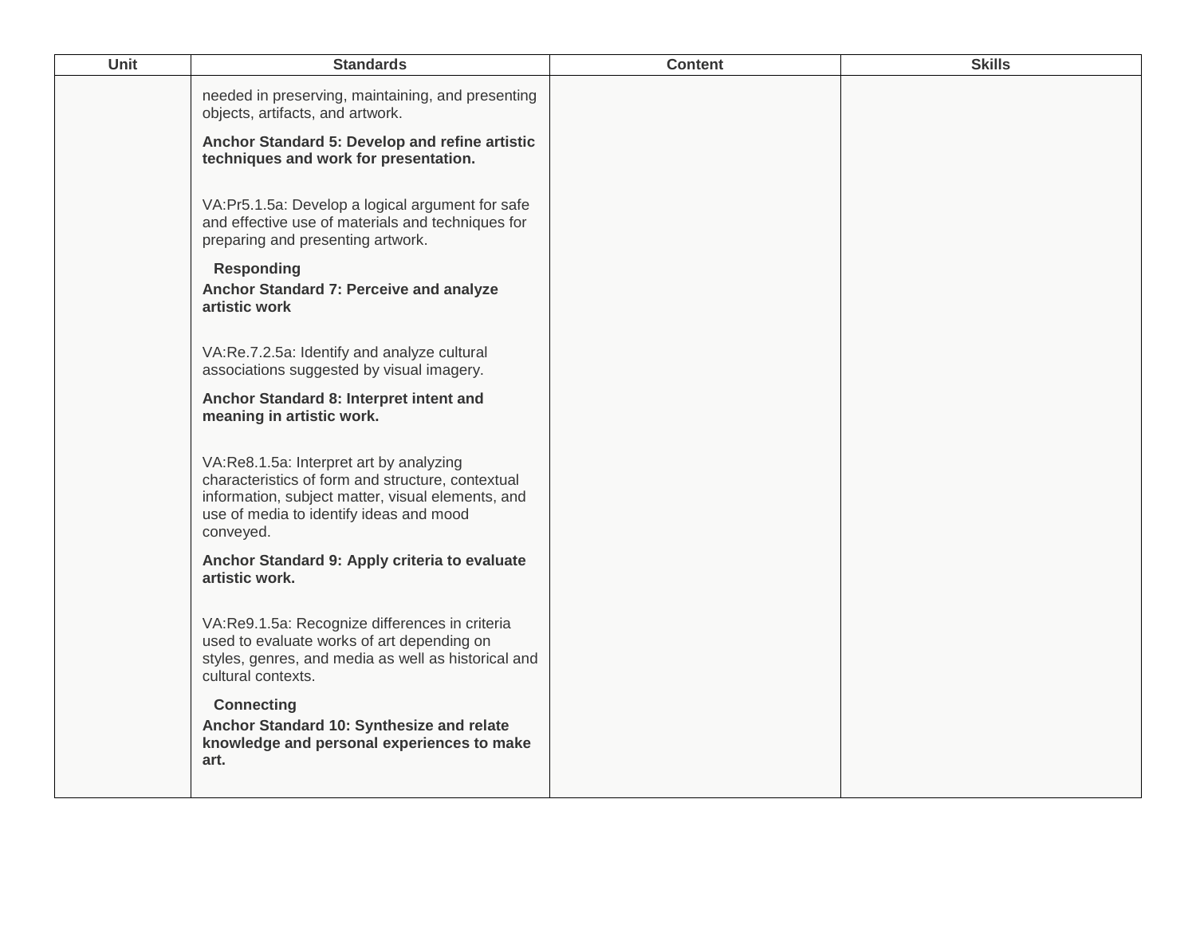| Unit | Standards | Content | Skills |
|---|---|---|---|
| | needed in preserving, maintaining, and presenting objects, artifacts, and artwork.<br><br>**Anchor Standard 5: Develop and refine artistic techniques and work for presentation.**<br><br>VA:Pr5.1.5a: Develop a logical argument for safe and effective use of materials and techniques for preparing and presenting artwork.<br><br>**Responding**<br>**Anchor Standard 7: Perceive and analyze artistic work**<br><br>VA:Re.7.2.5a: Identify and analyze cultural associations suggested by visual imagery.<br><br>**Anchor Standard 8: Interpret intent and meaning in artistic work.**<br><br>VA:Re8.1.5a: Interpret art by analyzing characteristics of form and structure, contextual information, subject matter, visual elements, and use of media to identify ideas and mood conveyed.<br><br>**Anchor Standard 9: Apply criteria to evaluate artistic work.**<br><br>VA:Re9.1.5a: Recognize differences in criteria used to evaluate works of art depending on styles, genres, and media as well as historical and cultural contexts.<br><br>**Connecting**<br>**Anchor Standard 10: Synthesize and relate knowledge and personal experiences to make art.** | | |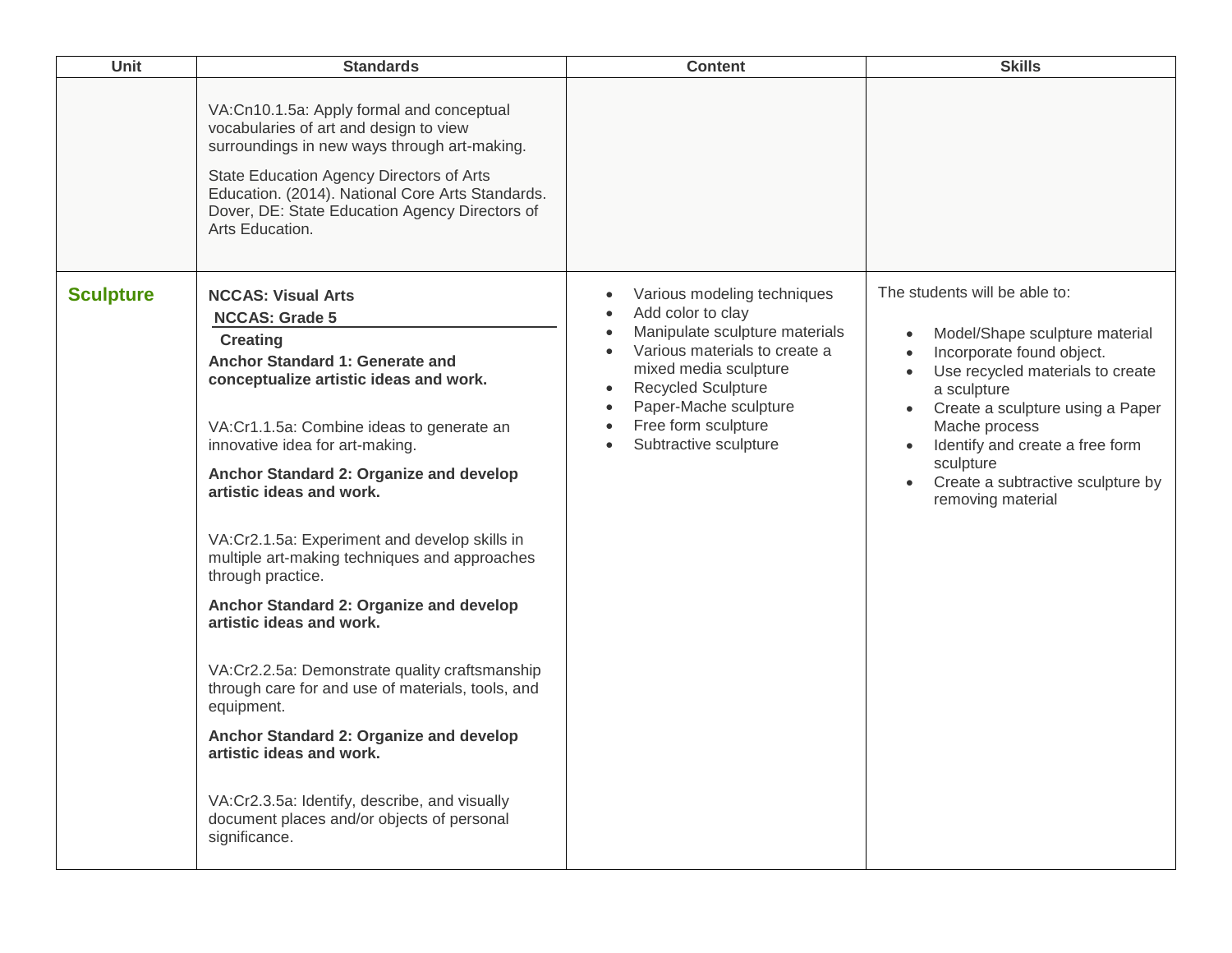| Unit | Standards | Content | Skills |
|---|---|---|---|
| | VA:Cn10.1.5a: Apply formal and conceptual vocabularies of art and design to view surroundings in new ways through art-making.<br><br>State Education Agency Directors of Arts Education. (2014). National Core Arts Standards. Dover, DE: State Education Agency Directors of Arts Education. | | |
| **Sculpture** | **NCCAS: Visual Arts**<br>**NCCAS: Grade 5**<br>**Creating**<br>**Anchor Standard 1: Generate and conceptualize artistic ideas and work.**<br><br>VA:Cr1.1.5a: Combine ideas to generate an innovative idea for art-making.<br><br>**Anchor Standard 2: Organize and develop artistic ideas and work.**<br><br>VA:Cr2.1.5a: Experiment and develop skills in multiple art-making techniques and approaches through practice.<br><br>**Anchor Standard 2: Organize and develop artistic ideas and work.**<br><br>VA:Cr2.2.5a: Demonstrate quality craftsmanship through care for and use of materials, tools, and equipment.<br><br>**Anchor Standard 2: Organize and develop artistic ideas and work.**<br><br>VA:Cr2.3.5a: Identify, describe, and visually document places and/or objects of personal significance. | • Various modeling techniques<br>• Add color to clay<br>• Manipulate sculpture materials<br>• Various materials to create a mixed media sculpture<br>• Recycled Sculpture<br>• Paper-Mache sculpture<br>• Free form sculpture<br>• Subtractive sculpture | The students will be able to:<br><br>• Model/Shape sculpture material<br>• Incorporate found object.<br>• Use recycled materials to create a sculpture<br>• Create a sculpture using a Paper Mache process<br>• Identify and create a free form sculpture<br>• Create a subtractive sculpture by removing material |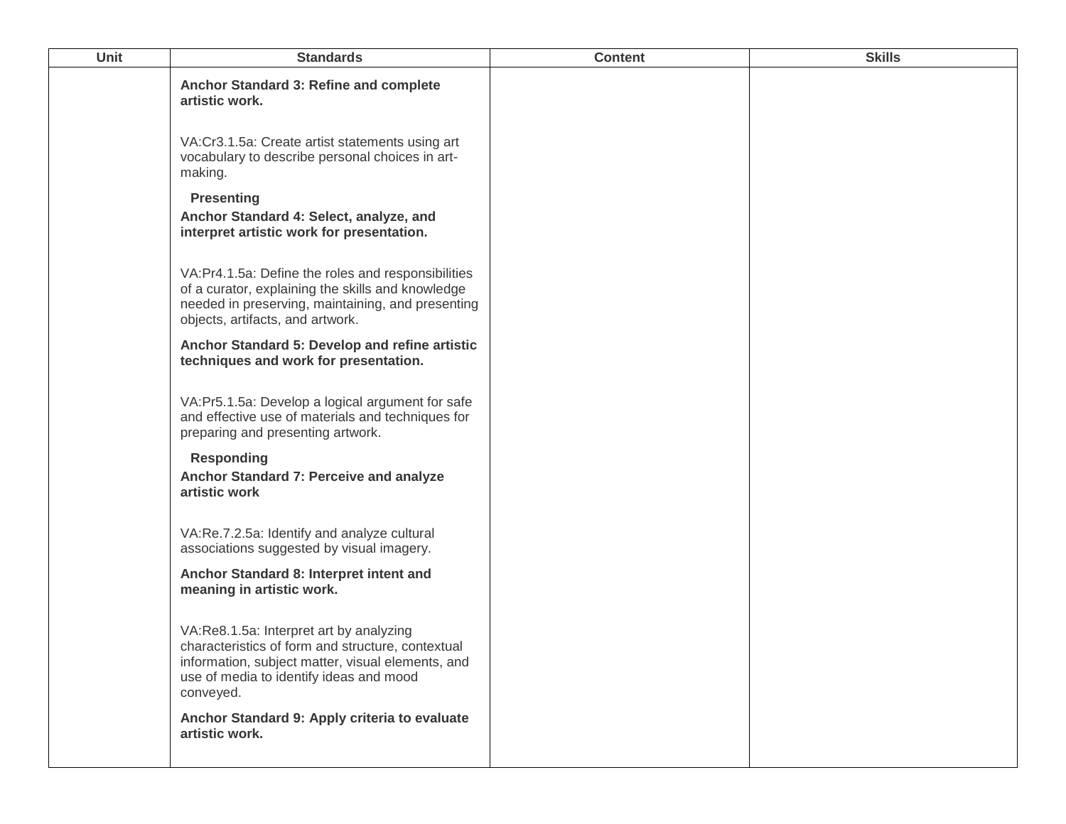| Unit | Standards | Content | Skills |
|---|---|---|---|
| | **Anchor Standard 3: Refine and complete artistic work.**<br><br>VA:Cr3.1.5a: Create artist statements using art vocabulary to describe personal choices in art-making.<br><br>**Presenting**<br>**Anchor Standard 4: Select, analyze, and interpret artistic work for presentation.**<br><br>VA:Pr4.1.5a: Define the roles and responsibilities of a curator, explaining the skills and knowledge needed in preserving, maintaining, and presenting objects, artifacts, and artwork.<br><br>**Anchor Standard 5: Develop and refine artistic techniques and work for presentation.**<br><br>VA:Pr5.1.5a: Develop a logical argument for safe and effective use of materials and techniques for preparing and presenting artwork.<br><br>**Responding**<br>**Anchor Standard 7: Perceive and analyze artistic work**<br><br>VA:Re.7.2.5a: Identify and analyze cultural associations suggested by visual imagery.<br><br>**Anchor Standard 8: Interpret intent and meaning in artistic work.**<br><br>VA:Re8.1.5a: Interpret art by analyzing characteristics of form and structure, contextual information, subject matter, visual elements, and use of media to identify ideas and mood conveyed.<br><br>**Anchor Standard 9: Apply criteria to evaluate artistic work.** | | |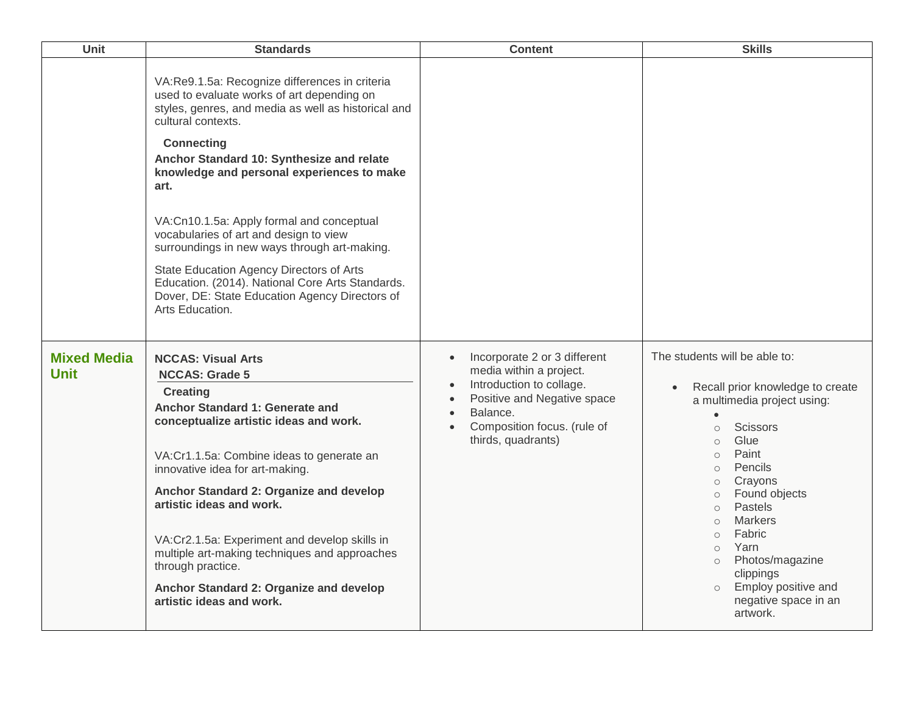| Unit | Standards | Content | Skills |
| --- | --- | --- | --- |
| | VA:Re9.1.5a: Recognize differences in criteria used to evaluate works of art depending on styles, genres, and media as well as historical and cultural contexts.<br><br>**Connecting**<br>**Anchor Standard 10: Synthesize and relate knowledge and personal experiences to make art.**<br><br>VA:Cn10.1.5a: Apply formal and conceptual vocabularies of art and design to view surroundings in new ways through art-making.<br><br>State Education Agency Directors of Arts Education. (2014). National Core Arts Standards. Dover, DE: State Education Agency Directors of Arts Education. | | |
| **Mixed Media Unit** | **NCCAS: Visual Arts**<br>**NCCAS: Grade 5**<br>**Creating**<br>**Anchor Standard 1: Generate and conceptualize artistic ideas and work.**<br><br>VA:Cr1.1.5a: Combine ideas to generate an innovative idea for art-making.<br><br>**Anchor Standard 2: Organize and develop artistic ideas and work.**<br><br>VA:Cr2.1.5a: Experiment and develop skills in multiple art-making techniques and approaches through practice.<br><br>**Anchor Standard 2: Organize and develop artistic ideas and work.** | • Incorporate 2 or 3 different media within a project.<br>• Introduction to collage.<br>• Positive and Negative space<br>• Balance.<br>• Composition focus. (rule of thirds, quadrants) | The students will be able to:<br><br>• Recall prior knowledge to create a multimedia project using:<br>  ◦ Scissors<br>  ◦ Glue<br>  ◦ Paint<br>  ◦ Pencils<br>  ◦ Crayons<br>  ◦ Found objects<br>  ◦ Pastels<br>  ◦ Markers<br>  ◦ Fabric<br>  ◦ Yarn<br>  ◦ Photos/magazine clippings<br>  ◦ Employ positive and negative space in an artwork. |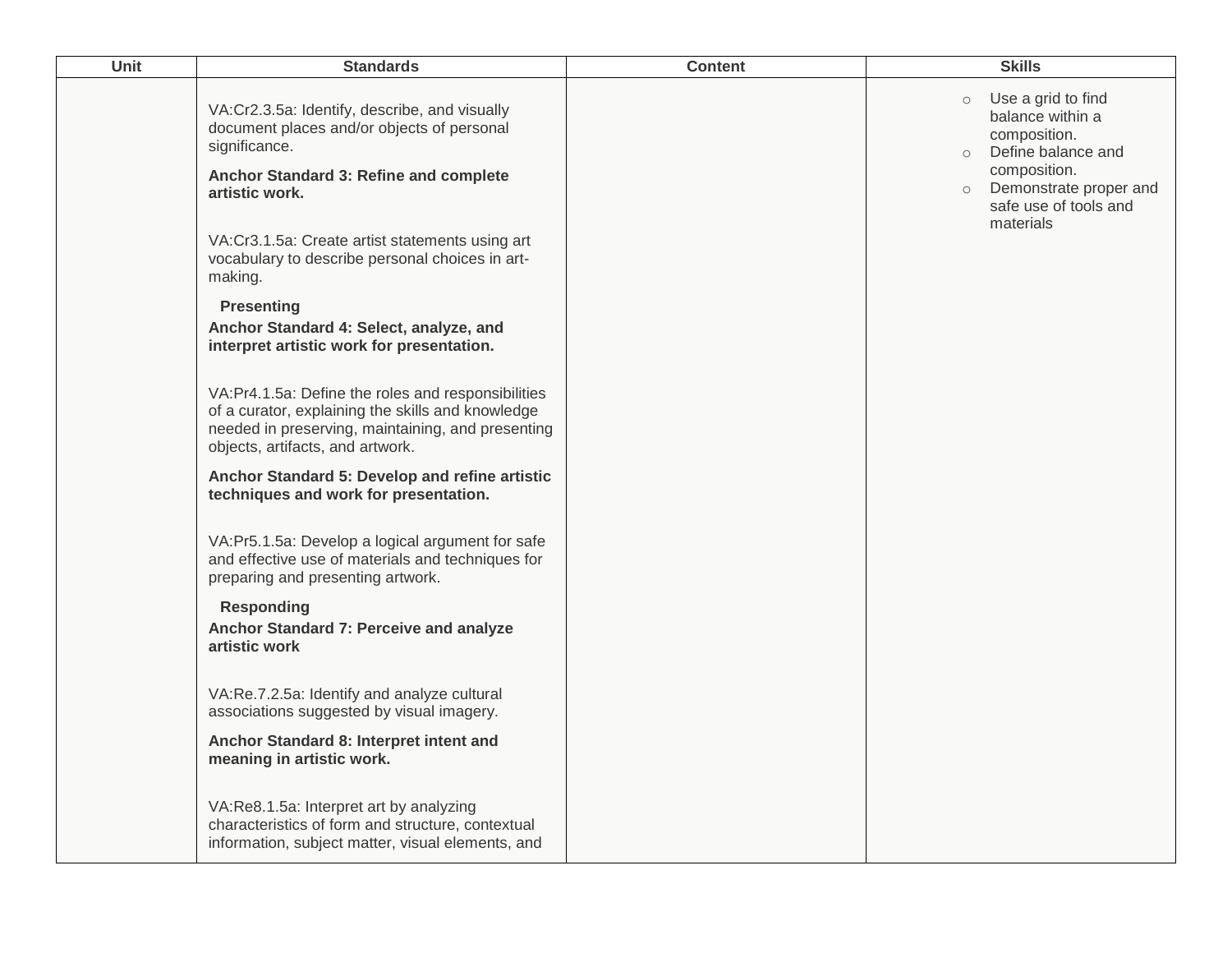| Unit | Standards | Content | Skills |
| --- | --- | --- | --- |
| | VA:Cr2.3.5a: Identify, describe, and visually document places and/or objects of personal significance.<br><br>**Anchor Standard 3: Refine and complete artistic work.**<br><br>VA:Cr3.1.5a: Create artist statements using art vocabulary to describe personal choices in art-making.<br><br>**Presenting**<br>**Anchor Standard 4: Select, analyze, and interpret artistic work for presentation.**<br><br>VA:Pr4.1.5a: Define the roles and responsibilities of a curator, explaining the skills and knowledge needed in preserving, maintaining, and presenting objects, artifacts, and artwork.<br><br>**Anchor Standard 5: Develop and refine artistic techniques and work for presentation.**<br><br>VA:Pr5.1.5a: Develop a logical argument for safe and effective use of materials and techniques for preparing and presenting artwork.<br><br>**Responding**<br>**Anchor Standard 7: Perceive and analyze artistic work**<br><br>VA:Re.7.2.5a: Identify and analyze cultural associations suggested by visual imagery.<br><br>**Anchor Standard 8: Interpret intent and meaning in artistic work.**<br><br>VA:Re8.1.5a: Interpret art by analyzing characteristics of form and structure, contextual information, subject matter, visual elements, and | | ○ Use a grid to find balance within a composition.<br>○ Define balance and composition.<br>○ Demonstrate proper and safe use of tools and materials |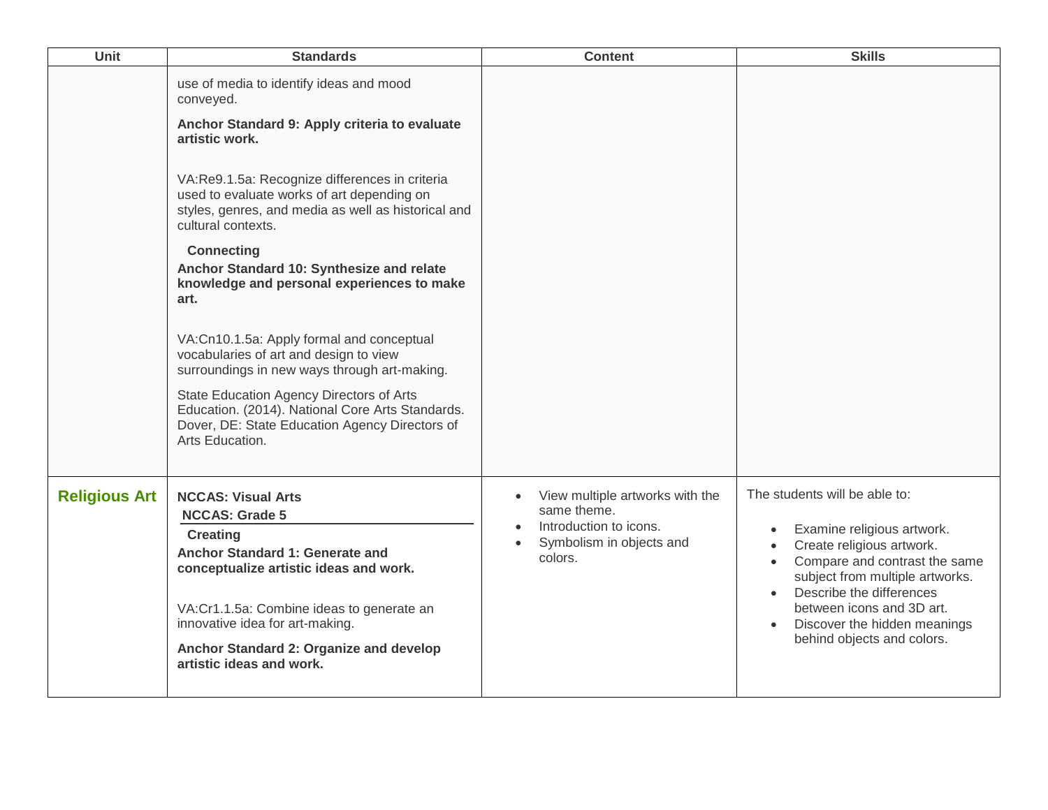| Unit | Standards | Content | Skills |
| --- | --- | --- | --- |
| | use of media to identify ideas and mood conveyed.<br><br>**Anchor Standard 9: Apply criteria to evaluate artistic work.**<br><br>VA:Re9.1.5a: Recognize differences in criteria used to evaluate works of art depending on styles, genres, and media as well as historical and cultural contexts.<br><br>**Connecting**<br>**Anchor Standard 10: Synthesize and relate knowledge and personal experiences to make art.**<br><br>VA:Cn10.1.5a: Apply formal and conceptual vocabularies of art and design to view surroundings in new ways through art-making.<br><br>State Education Agency Directors of Arts Education. (2014). National Core Arts Standards. Dover, DE: State Education Agency Directors of Arts Education. | | |
| **Religious Art** | **NCCAS: Visual Arts**<br>**NCCAS: Grade 5**<br>**Creating**<br>**Anchor Standard 1: Generate and conceptualize artistic ideas and work.**<br><br>VA:Cr1.1.5a: Combine ideas to generate an innovative idea for art-making.<br><br>**Anchor Standard 2: Organize and develop artistic ideas and work.** | • View multiple artworks with the same theme.<br>• Introduction to icons.<br>• Symbolism in objects and colors. | The students will be able to:<br><br>• Examine religious artwork.<br>• Create religious artwork.<br>• Compare and contrast the same subject from multiple artworks.<br>• Describe the differences between icons and 3D art.<br>• Discover the hidden meanings behind objects and colors. |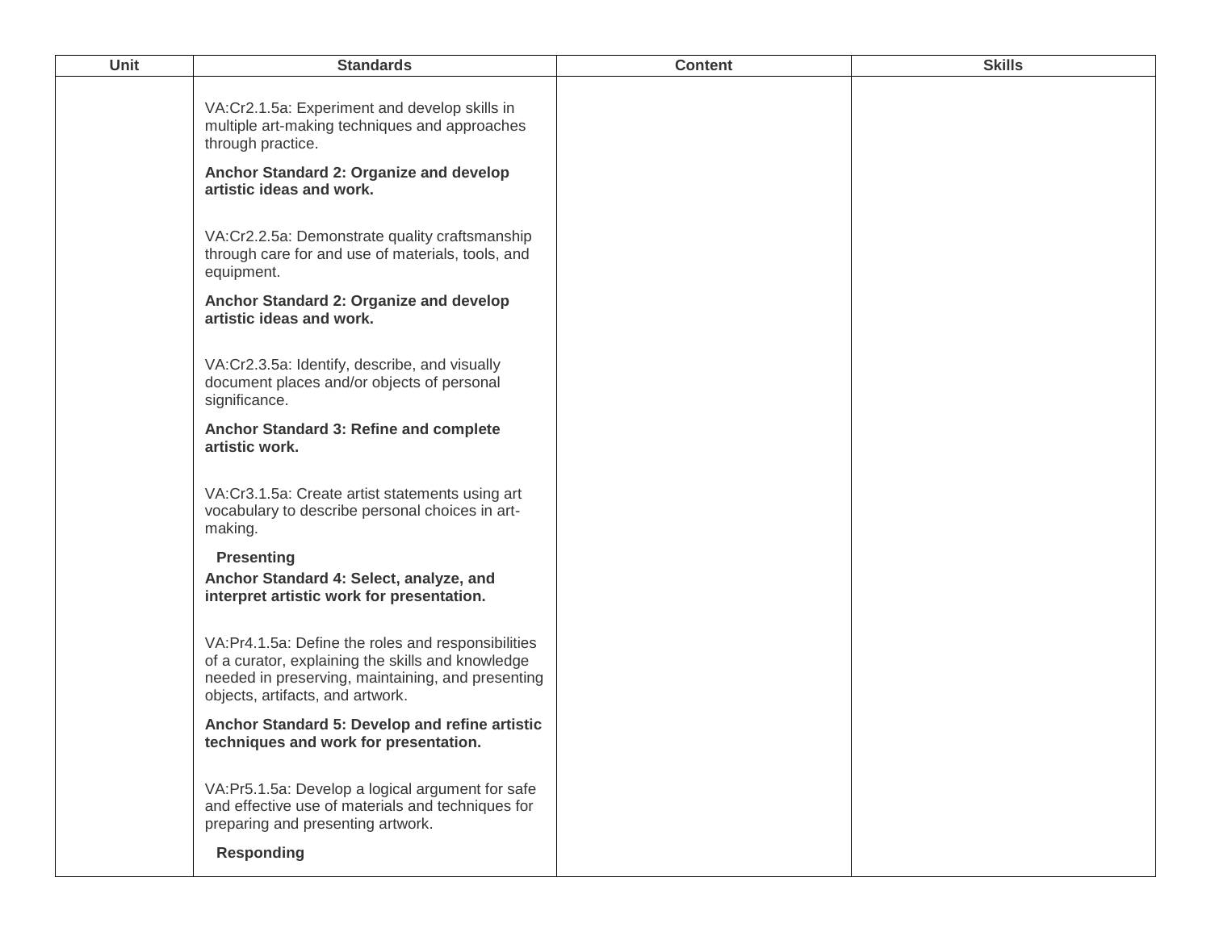| Unit | Standards | Content | Skills |
|---|---|---|---|
| | VA:Cr2.1.5a: Experiment and develop skills in multiple art-making techniques and approaches through practice.<br><br>**Anchor Standard 2: Organize and develop artistic ideas and work.**<br><br>VA:Cr2.2.5a: Demonstrate quality craftsmanship through care for and use of materials, tools, and equipment.<br><br>**Anchor Standard 2: Organize and develop artistic ideas and work.**<br><br>VA:Cr2.3.5a: Identify, describe, and visually document places and/or objects of personal significance.<br><br>**Anchor Standard 3: Refine and complete artistic work.**<br><br>VA:Cr3.1.5a: Create artist statements using art vocabulary to describe personal choices in art-making.<br><br>**Presenting**<br>**Anchor Standard 4: Select, analyze, and interpret artistic work for presentation.**<br><br>VA:Pr4.1.5a: Define the roles and responsibilities of a curator, explaining the skills and knowledge needed in preserving, maintaining, and presenting objects, artifacts, and artwork.<br><br>**Anchor Standard 5: Develop and refine artistic techniques and work for presentation.**<br><br>VA:Pr5.1.5a: Develop a logical argument for safe and effective use of materials and techniques for preparing and presenting artwork.<br><br>**Responding** | | |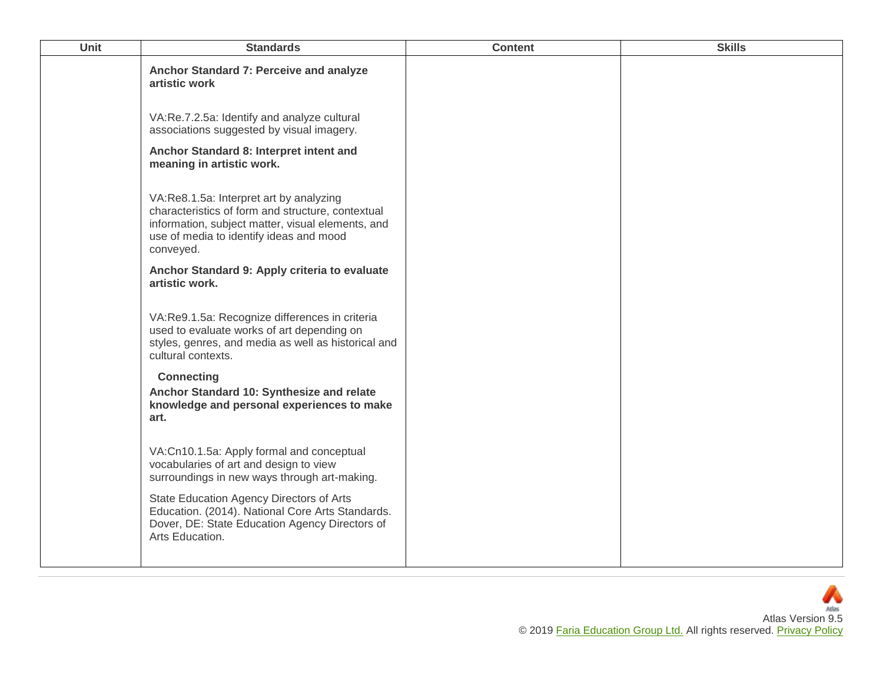| Unit | Standards | Content | Skills |
|---|---|---|---|
| | **Anchor Standard 7: Perceive and analyze artistic work**<br><br>VA:Re.7.2.5a: Identify and analyze cultural associations suggested by visual imagery.<br><br>**Anchor Standard 8: Interpret intent and meaning in artistic work.**<br><br>VA:Re8.1.5a: Interpret art by analyzing characteristics of form and structure, contextual information, subject matter, visual elements, and use of media to identify ideas and mood conveyed.<br><br>**Anchor Standard 9: Apply criteria to evaluate artistic work.**<br><br>VA:Re9.1.5a: Recognize differences in criteria used to evaluate works of art depending on styles, genres, and media as well as historical and cultural contexts.<br><br>**Connecting**<br>**Anchor Standard 10: Synthesize and relate knowledge and personal experiences to make art.**<br><br>VA:Cn10.1.5a: Apply formal and conceptual vocabularies of art and design to view surroundings in new ways through art-making.<br><br>State Education Agency Directors of Arts Education. (2014). National Core Arts Standards. Dover, DE: State Education Agency Directors of Arts Education. | | |

Atlas Version 9.5
© 2019 Faria Education Group Ltd. All rights reserved. Privacy Policy